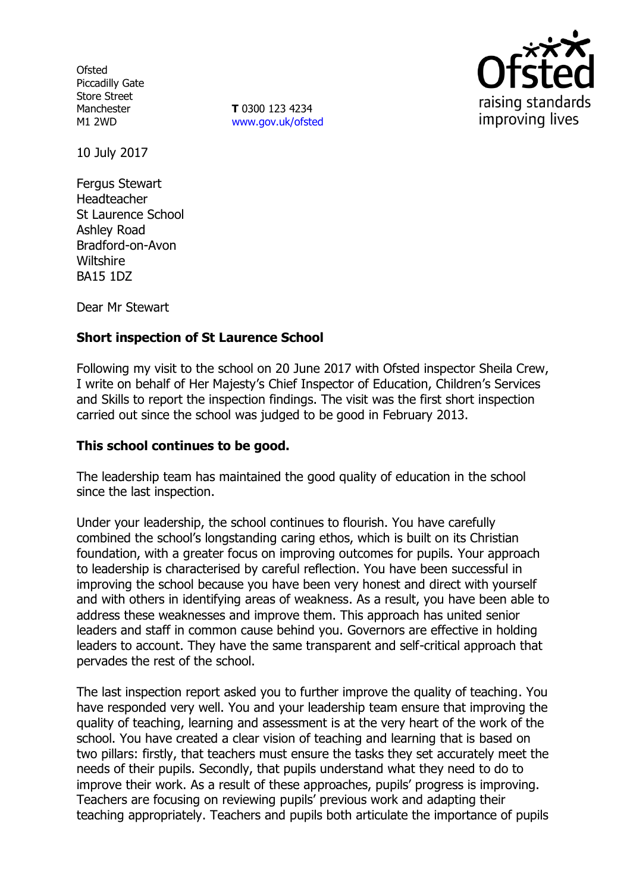Ofsted
Piccadilly Gate
Store Street
Manchester
M1 2WD

**T** 0300 123 4234
www.gov.uk/ofsted

10 July 2017

Fergus Stewart
Headteacher
St Laurence School
Ashley Road
Bradford-on-Avon
Wiltshire
BA15 1DZ

Dear Mr Stewart

**Short inspection of St Laurence School**

Following my visit to the school on 20 June 2017 with Ofsted inspector Sheila Crew, I write on behalf of Her Majesty's Chief Inspector of Education, Children's Services and Skills to report the inspection findings. The visit was the first short inspection carried out since the school was judged to be good in February 2013.

**This school continues to be good.**

The leadership team has maintained the good quality of education in the school since the last inspection.

Under your leadership, the school continues to flourish. You have carefully combined the school's longstanding caring ethos, which is built on its Christian foundation, with a greater focus on improving outcomes for pupils. Your approach to leadership is characterised by careful reflection. You have been successful in improving the school because you have been very honest and direct with yourself and with others in identifying areas of weakness. As a result, you have been able to address these weaknesses and improve them. This approach has united senior leaders and staff in common cause behind you. Governors are effective in holding leaders to account. They have the same transparent and self-critical approach that pervades the rest of the school.

The last inspection report asked you to further improve the quality of teaching. You have responded very well. You and your leadership team ensure that improving the quality of teaching, learning and assessment is at the very heart of the work of the school. You have created a clear vision of teaching and learning that is based on two pillars: firstly, that teachers must ensure the tasks they set accurately meet the needs of their pupils. Secondly, that pupils understand what they need to do to improve their work. As a result of these approaches, pupils' progress is improving. Teachers are focusing on reviewing pupils' previous work and adapting their teaching appropriately. Teachers and pupils both articulate the importance of pupils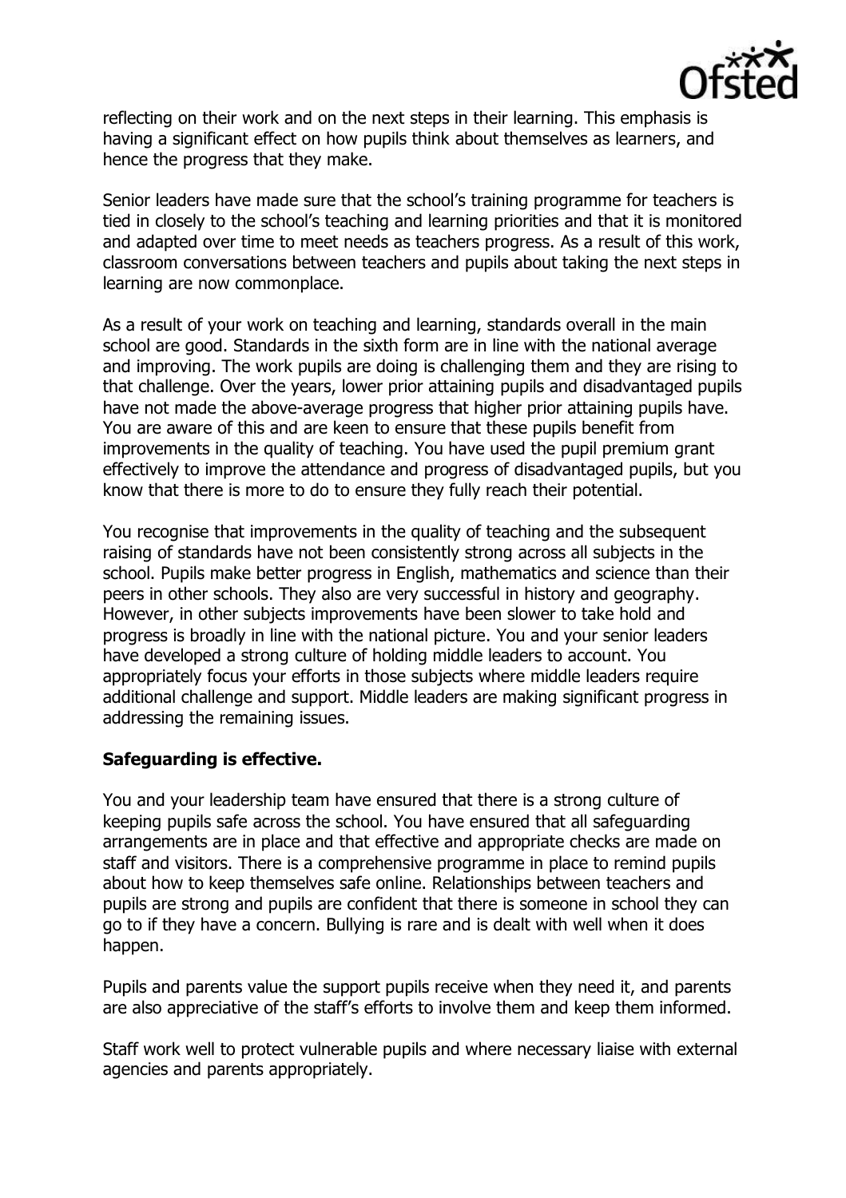reflecting on their work and on the next steps in their learning. This emphasis is having a significant effect on how pupils think about themselves as learners, and hence the progress that they make.

Senior leaders have made sure that the school's training programme for teachers is tied in closely to the school's teaching and learning priorities and that it is monitored and adapted over time to meet needs as teachers progress. As a result of this work, classroom conversations between teachers and pupils about taking the next steps in learning are now commonplace.

As a result of your work on teaching and learning, standards overall in the main school are good. Standards in the sixth form are in line with the national average and improving. The work pupils are doing is challenging them and they are rising to that challenge. Over the years, lower prior attaining pupils and disadvantaged pupils have not made the above-average progress that higher prior attaining pupils have. You are aware of this and are keen to ensure that these pupils benefit from improvements in the quality of teaching. You have used the pupil premium grant effectively to improve the attendance and progress of disadvantaged pupils, but you know that there is more to do to ensure they fully reach their potential.

You recognise that improvements in the quality of teaching and the subsequent raising of standards have not been consistently strong across all subjects in the school. Pupils make better progress in English, mathematics and science than their peers in other schools. They also are very successful in history and geography. However, in other subjects improvements have been slower to take hold and progress is broadly in line with the national picture. You and your senior leaders have developed a strong culture of holding middle leaders to account. You appropriately focus your efforts in those subjects where middle leaders require additional challenge and support. Middle leaders are making significant progress in addressing the remaining issues.

**Safeguarding is effective.**

You and your leadership team have ensured that there is a strong culture of keeping pupils safe across the school. You have ensured that all safeguarding arrangements are in place and that effective and appropriate checks are made on staff and visitors. There is a comprehensive programme in place to remind pupils about how to keep themselves safe online. Relationships between teachers and pupils are strong and pupils are confident that there is someone in school they can go to if they have a concern. Bullying is rare and is dealt with well when it does happen.

Pupils and parents value the support pupils receive when they need it, and parents are also appreciative of the staff's efforts to involve them and keep them informed.

Staff work well to protect vulnerable pupils and where necessary liaise with external agencies and parents appropriately.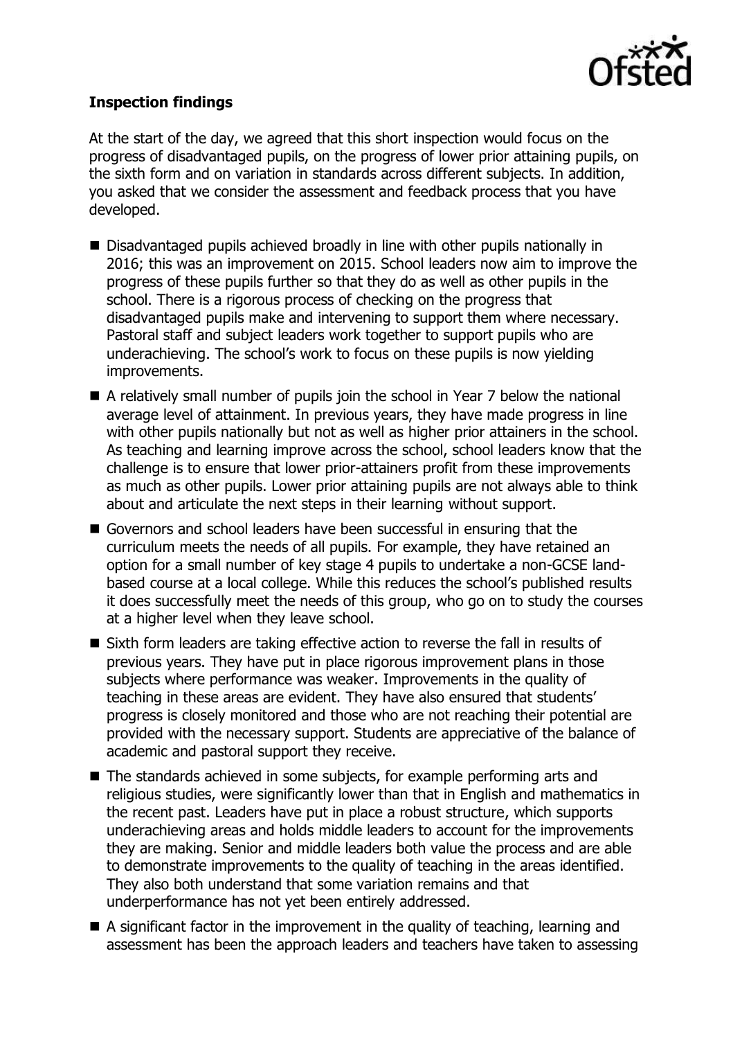**Inspection findings**

At the start of the day, we agreed that this short inspection would focus on the progress of disadvantaged pupils, on the progress of lower prior attaining pupils, on the sixth form and on variation in standards across different subjects. In addition, you asked that we consider the assessment and feedback process that you have developed.

- Disadvantaged pupils achieved broadly in line with other pupils nationally in 2016; this was an improvement on 2015. School leaders now aim to improve the progress of these pupils further so that they do as well as other pupils in the school. There is a rigorous process of checking on the progress that disadvantaged pupils make and intervening to support them where necessary. Pastoral staff and subject leaders work together to support pupils who are underachieving. The school's work to focus on these pupils is now yielding improvements.
- A relatively small number of pupils join the school in Year 7 below the national average level of attainment. In previous years, they have made progress in line with other pupils nationally but not as well as higher prior attainers in the school. As teaching and learning improve across the school, school leaders know that the challenge is to ensure that lower prior-attainers profit from these improvements as much as other pupils. Lower prior attaining pupils are not always able to think about and articulate the next steps in their learning without support.
- Governors and school leaders have been successful in ensuring that the curriculum meets the needs of all pupils. For example, they have retained an option for a small number of key stage 4 pupils to undertake a non-GCSE land-based course at a local college. While this reduces the school's published results it does successfully meet the needs of this group, who go on to study the courses at a higher level when they leave school.
- Sixth form leaders are taking effective action to reverse the fall in results of previous years. They have put in place rigorous improvement plans in those subjects where performance was weaker. Improvements in the quality of teaching in these areas are evident. They have also ensured that students' progress is closely monitored and those who are not reaching their potential are provided with the necessary support. Students are appreciative of the balance of academic and pastoral support they receive.
- The standards achieved in some subjects, for example performing arts and religious studies, were significantly lower than that in English and mathematics in the recent past. Leaders have put in place a robust structure, which supports underachieving areas and holds middle leaders to account for the improvements they are making. Senior and middle leaders both value the process and are able to demonstrate improvements to the quality of teaching in the areas identified. They also both understand that some variation remains and that underperformance has not yet been entirely addressed.
- A significant factor in the improvement in the quality of teaching, learning and assessment has been the approach leaders and teachers have taken to assessing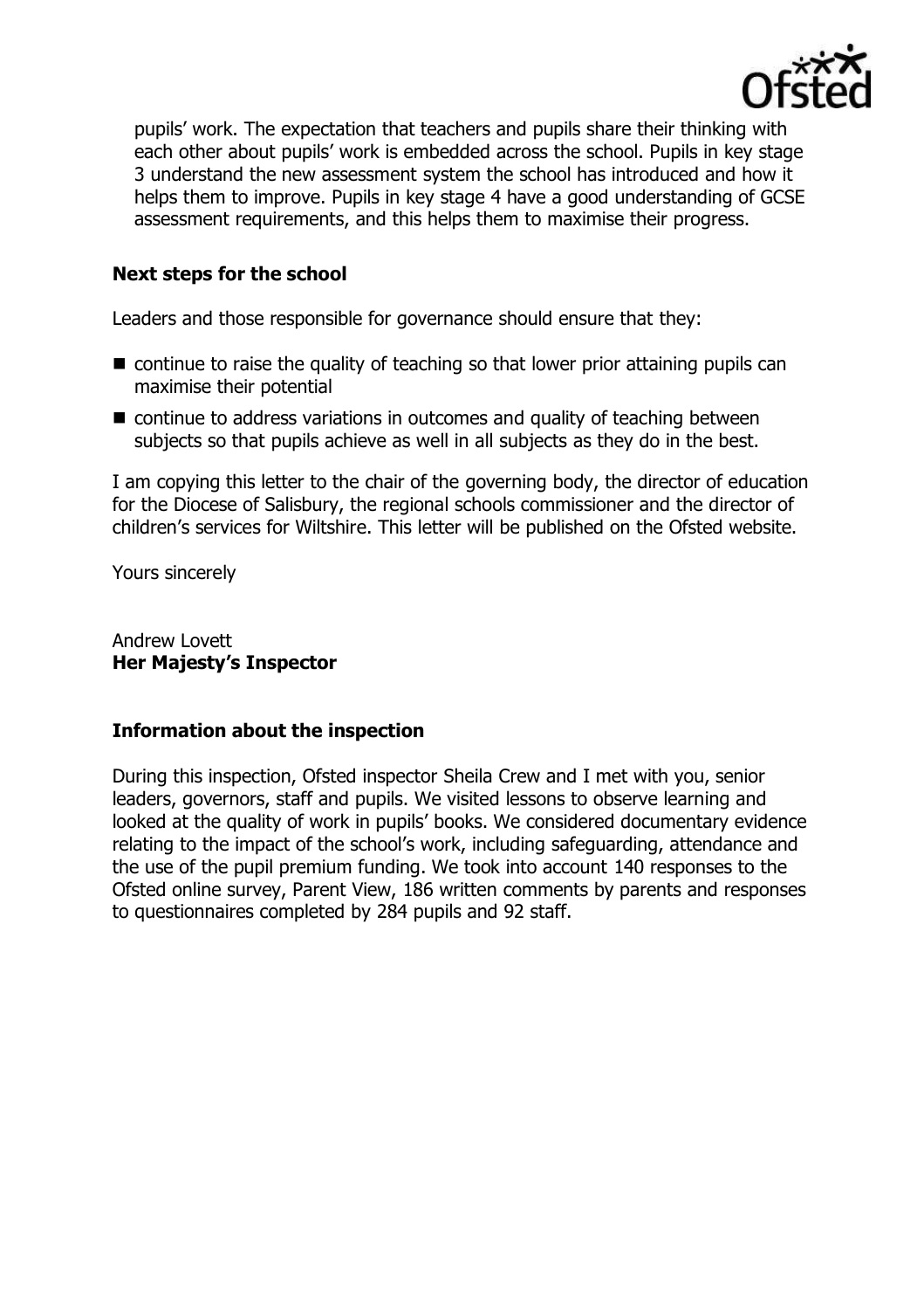pupils' work. The expectation that teachers and pupils share their thinking with each other about pupils' work is embedded across the school. Pupils in key stage 3 understand the new assessment system the school has introduced and how it helps them to improve. Pupils in key stage 4 have a good understanding of GCSE assessment requirements, and this helps them to maximise their progress.

### Next steps for the school

Leaders and those responsible for governance should ensure that they:

- continue to raise the quality of teaching so that lower prior attaining pupils can maximise their potential
- continue to address variations in outcomes and quality of teaching between subjects so that pupils achieve as well in all subjects as they do in the best.

I am copying this letter to the chair of the governing body, the director of education for the Diocese of Salisbury, the regional schools commissioner and the director of children's services for Wiltshire. This letter will be published on the Ofsted website.

Yours sincerely

Andrew Lovett
**Her Majesty's Inspector**

### Information about the inspection

During this inspection, Ofsted inspector Sheila Crew and I met with you, senior leaders, governors, staff and pupils. We visited lessons to observe learning and looked at the quality of work in pupils' books. We considered documentary evidence relating to the impact of the school's work, including safeguarding, attendance and the use of the pupil premium funding. We took into account 140 responses to the Ofsted online survey, Parent View, 186 written comments by parents and responses to questionnaires completed by 284 pupils and 92 staff.